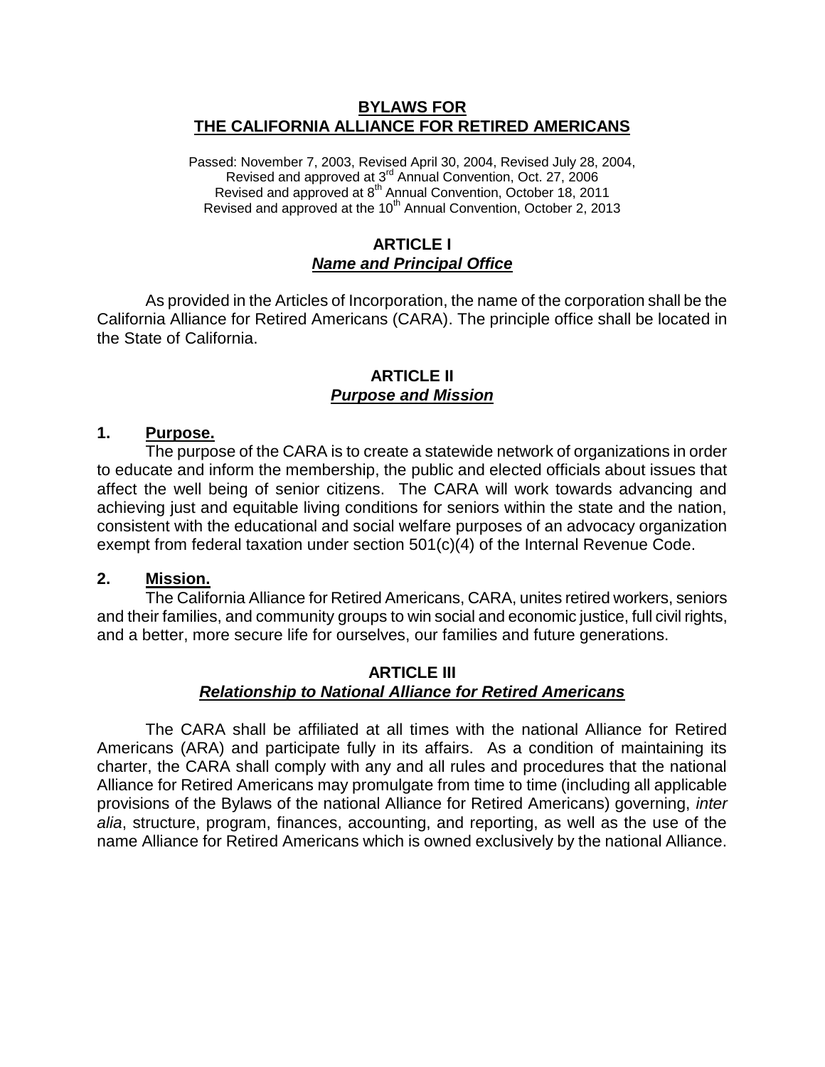# BYLAWS FOR THE CALIFORNIA ALLIANCE FOR RETIRED AMERICANS

Passed: November 7, 2003, Revised April 30, 2004, Revised July 28, 2004,
Revised and approved at 3rd Annual Convention, Oct. 27, 2006
Revised and approved at 8th Annual Convention, October 18, 2011
Revised and approved at the 10th Annual Convention, October 2, 2013

## ARTICLE I
### *Name and Principal Office*

As provided in the Articles of Incorporation, the name of the corporation shall be the California Alliance for Retired Americans (CARA). The principle office shall be located in the State of California.

## ARTICLE II
### *Purpose and Mission*

**1. Purpose.**

The purpose of the CARA is to create a statewide network of organizations in order to educate and inform the membership, the public and elected officials about issues that affect the well being of senior citizens. The CARA will work towards advancing and achieving just and equitable living conditions for seniors within the state and the nation, consistent with the educational and social welfare purposes of an advocacy organization exempt from federal taxation under section 501(c)(4) of the Internal Revenue Code.

**2. Mission.**

The California Alliance for Retired Americans, CARA, unites retired workers, seniors and their families, and community groups to win social and economic justice, full civil rights, and a better, more secure life for ourselves, our families and future generations.

## ARTICLE III
### *Relationship to National Alliance for Retired Americans*

The CARA shall be affiliated at all times with the national Alliance for Retired Americans (ARA) and participate fully in its affairs. As a condition of maintaining its charter, the CARA shall comply with any and all rules and procedures that the national Alliance for Retired Americans may promulgate from time to time (including all applicable provisions of the Bylaws of the national Alliance for Retired Americans) governing, *inter alia*, structure, program, finances, accounting, and reporting, as well as the use of the name Alliance for Retired Americans which is owned exclusively by the national Alliance.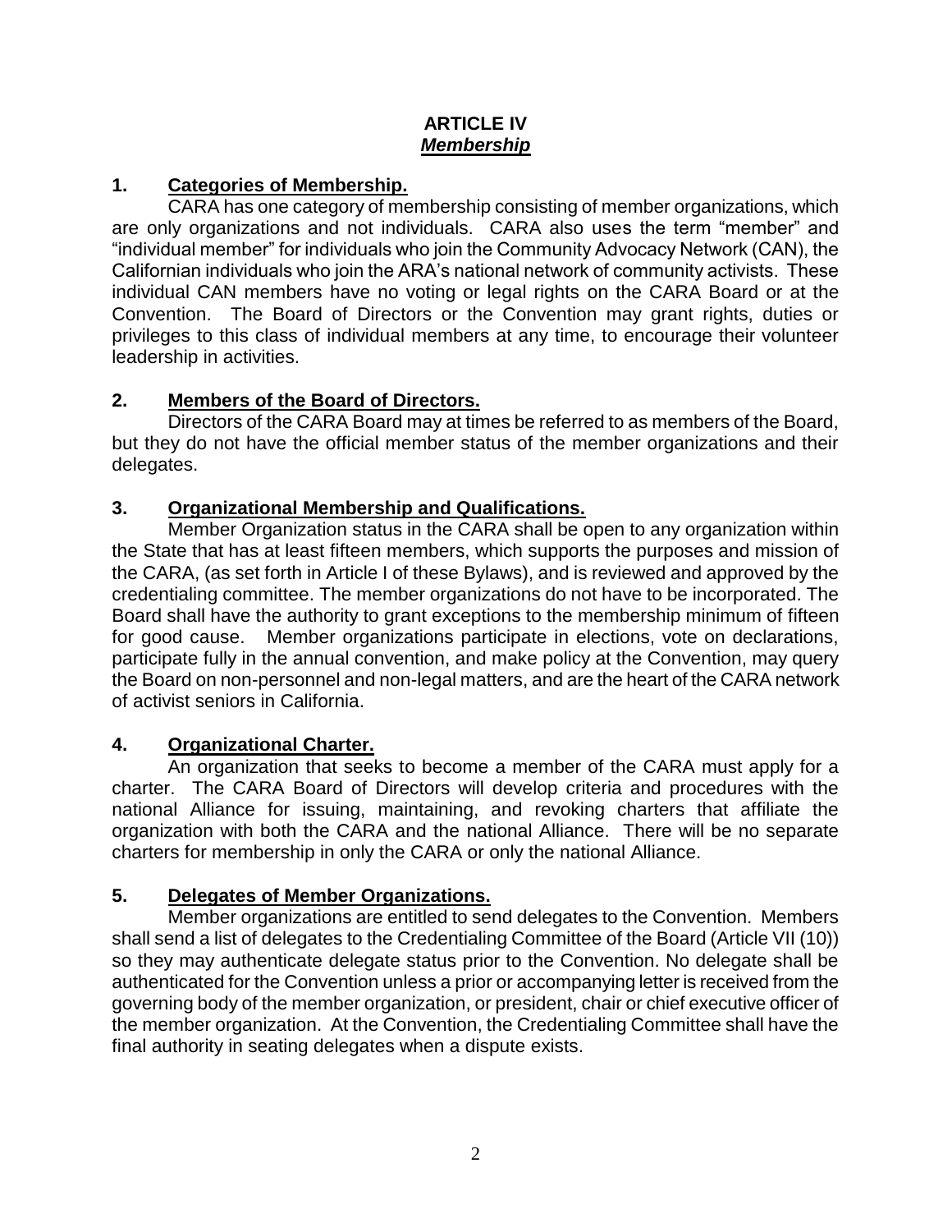## ARTICLE IV
## ***Membership***

**1. Categories of Membership.**

CARA has one category of membership consisting of member organizations, which are only organizations and not individuals. CARA also uses the term "member" and "individual member" for individuals who join the Community Advocacy Network (CAN), the Californian individuals who join the ARA's national network of community activists. These individual CAN members have no voting or legal rights on the CARA Board or at the Convention. The Board of Directors or the Convention may grant rights, duties or privileges to this class of individual members at any time, to encourage their volunteer leadership in activities.

**2. Members of the Board of Directors.**

Directors of the CARA Board may at times be referred to as members of the Board, but they do not have the official member status of the member organizations and their delegates.

**3. Organizational Membership and Qualifications.**

Member Organization status in the CARA shall be open to any organization within the State that has at least fifteen members, which supports the purposes and mission of the CARA, (as set forth in Article I of these Bylaws), and is reviewed and approved by the credentialing committee. The member organizations do not have to be incorporated. The Board shall have the authority to grant exceptions to the membership minimum of fifteen for good cause. Member organizations participate in elections, vote on declarations, participate fully in the annual convention, and make policy at the Convention, may query the Board on non-personnel and non-legal matters, and are the heart of the CARA network of activist seniors in California.

**4. Organizational Charter.**

An organization that seeks to become a member of the CARA must apply for a charter. The CARA Board of Directors will develop criteria and procedures with the national Alliance for issuing, maintaining, and revoking charters that affiliate the organization with both the CARA and the national Alliance. There will be no separate charters for membership in only the CARA or only the national Alliance.

**5. Delegates of Member Organizations.**

Member organizations are entitled to send delegates to the Convention. Members shall send a list of delegates to the Credentialing Committee of the Board (Article VII (10)) so they may authenticate delegate status prior to the Convention. No delegate shall be authenticated for the Convention unless a prior or accompanying letter is received from the governing body of the member organization, or president, chair or chief executive officer of the member organization. At the Convention, the Credentialing Committee shall have the final authority in seating delegates when a dispute exists.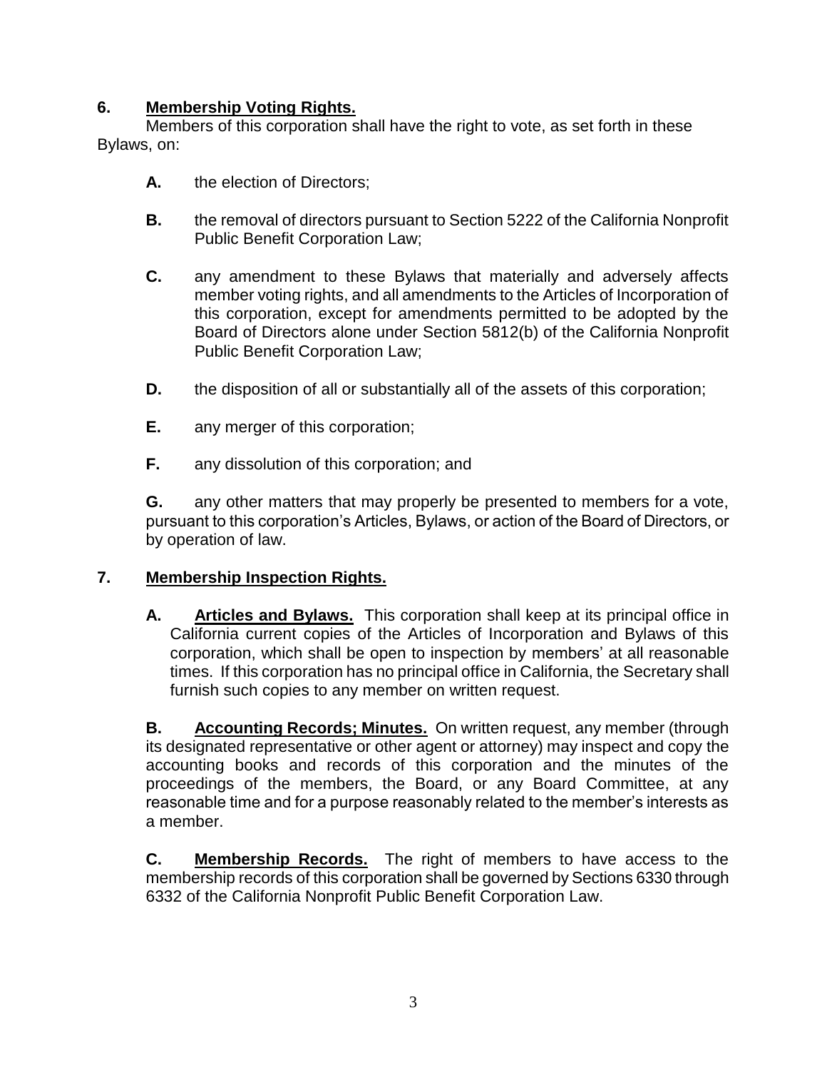**6. Membership Voting Rights.**

Members of this corporation shall have the right to vote, as set forth in these Bylaws, on:

**A.** the election of Directors;

**B.** the removal of directors pursuant to Section 5222 of the California Nonprofit Public Benefit Corporation Law;

**C.** any amendment to these Bylaws that materially and adversely affects member voting rights, and all amendments to the Articles of Incorporation of this corporation, except for amendments permitted to be adopted by the Board of Directors alone under Section 5812(b) of the California Nonprofit Public Benefit Corporation Law;

**D.** the disposition of all or substantially all of the assets of this corporation;

**E.** any merger of this corporation;

**F.** any dissolution of this corporation; and

**G.** any other matters that may properly be presented to members for a vote, pursuant to this corporation's Articles, Bylaws, or action of the Board of Directors, or by operation of law.

**7. Membership Inspection Rights.**

**A. Articles and Bylaws.** This corporation shall keep at its principal office in California current copies of the Articles of Incorporation and Bylaws of this corporation, which shall be open to inspection by members' at all reasonable times. If this corporation has no principal office in California, the Secretary shall furnish such copies to any member on written request.

**B. Accounting Records; Minutes.** On written request, any member (through its designated representative or other agent or attorney) may inspect and copy the accounting books and records of this corporation and the minutes of the proceedings of the members, the Board, or any Board Committee, at any reasonable time and for a purpose reasonably related to the member's interests as a member.

**C. Membership Records.** The right of members to have access to the membership records of this corporation shall be governed by Sections 6330 through 6332 of the California Nonprofit Public Benefit Corporation Law.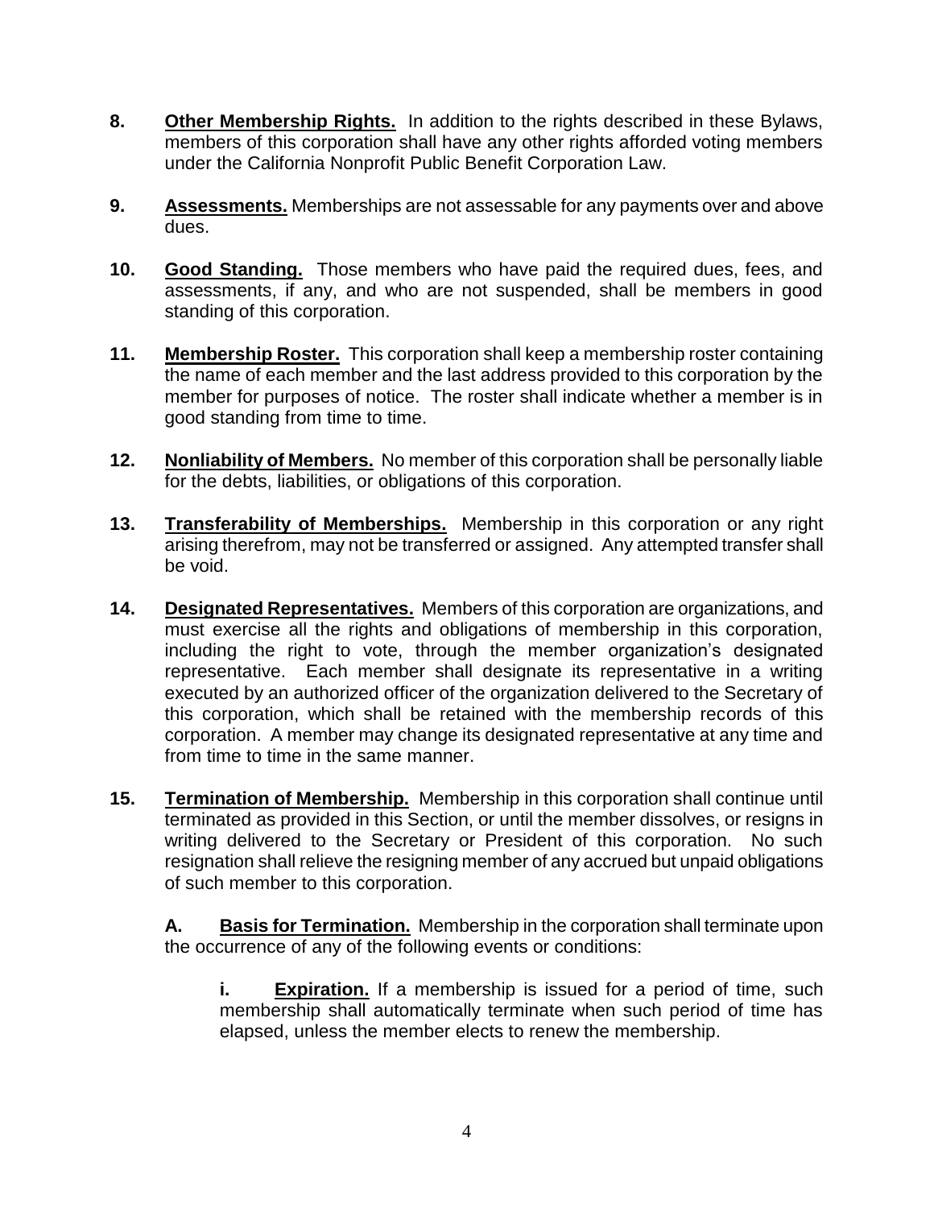**8. Other Membership Rights.** In addition to the rights described in these Bylaws, members of this corporation shall have any other rights afforded voting members under the California Nonprofit Public Benefit Corporation Law.

**9. Assessments.** Memberships are not assessable for any payments over and above dues.

**10. Good Standing.** Those members who have paid the required dues, fees, and assessments, if any, and who are not suspended, shall be members in good standing of this corporation.

**11. Membership Roster.** This corporation shall keep a membership roster containing the name of each member and the last address provided to this corporation by the member for purposes of notice. The roster shall indicate whether a member is in good standing from time to time.

**12. Nonliability of Members.** No member of this corporation shall be personally liable for the debts, liabilities, or obligations of this corporation.

**13. Transferability of Memberships.** Membership in this corporation or any right arising therefrom, may not be transferred or assigned. Any attempted transfer shall be void.

**14. Designated Representatives.** Members of this corporation are organizations, and must exercise all the rights and obligations of membership in this corporation, including the right to vote, through the member organization's designated representative. Each member shall designate its representative in a writing executed by an authorized officer of the organization delivered to the Secretary of this corporation, which shall be retained with the membership records of this corporation. A member may change its designated representative at any time and from time to time in the same manner.

**15. Termination of Membership.** Membership in this corporation shall continue until terminated as provided in this Section, or until the member dissolves, or resigns in writing delivered to the Secretary or President of this corporation. No such resignation shall relieve the resigning member of any accrued but unpaid obligations of such member to this corporation.

**A. Basis for Termination.** Membership in the corporation shall terminate upon the occurrence of any of the following events or conditions:

**i. Expiration.** If a membership is issued for a period of time, such membership shall automatically terminate when such period of time has elapsed, unless the member elects to renew the membership.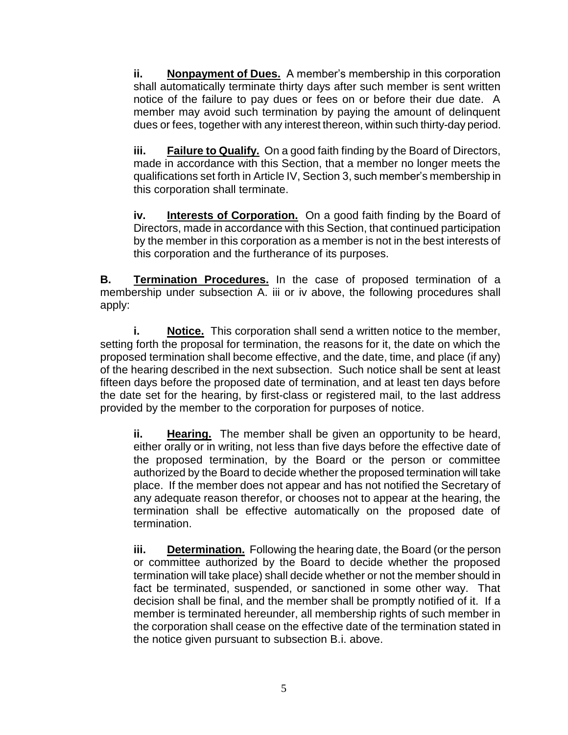**ii.** **Nonpayment of Dues.** A member's membership in this corporation shall automatically terminate thirty days after such member is sent written notice of the failure to pay dues or fees on or before their due date. A member may avoid such termination by paying the amount of delinquent dues or fees, together with any interest thereon, within such thirty-day period.

**iii.** **Failure to Qualify.** On a good faith finding by the Board of Directors, made in accordance with this Section, that a member no longer meets the qualifications set forth in Article IV, Section 3, such member's membership in this corporation shall terminate.

**iv.** **Interests of Corporation.** On a good faith finding by the Board of Directors, made in accordance with this Section, that continued participation by the member in this corporation as a member is not in the best interests of this corporation and the furtherance of its purposes.

**B.** **Termination Procedures.** In the case of proposed termination of a membership under subsection A. iii or iv above, the following procedures shall apply:

**i.** **Notice.** This corporation shall send a written notice to the member, setting forth the proposal for termination, the reasons for it, the date on which the proposed termination shall become effective, and the date, time, and place (if any) of the hearing described in the next subsection. Such notice shall be sent at least fifteen days before the proposed date of termination, and at least ten days before the date set for the hearing, by first-class or registered mail, to the last address provided by the member to the corporation for purposes of notice.

**ii.** **Hearing.** The member shall be given an opportunity to be heard, either orally or in writing, not less than five days before the effective date of the proposed termination, by the Board or the person or committee authorized by the Board to decide whether the proposed termination will take place. If the member does not appear and has not notified the Secretary of any adequate reason therefor, or chooses not to appear at the hearing, the termination shall be effective automatically on the proposed date of termination.

**iii.** **Determination.** Following the hearing date, the Board (or the person or committee authorized by the Board to decide whether the proposed termination will take place) shall decide whether or not the member should in fact be terminated, suspended, or sanctioned in some other way. That decision shall be final, and the member shall be promptly notified of it. If a member is terminated hereunder, all membership rights of such member in the corporation shall cease on the effective date of the termination stated in the notice given pursuant to subsection B.i. above.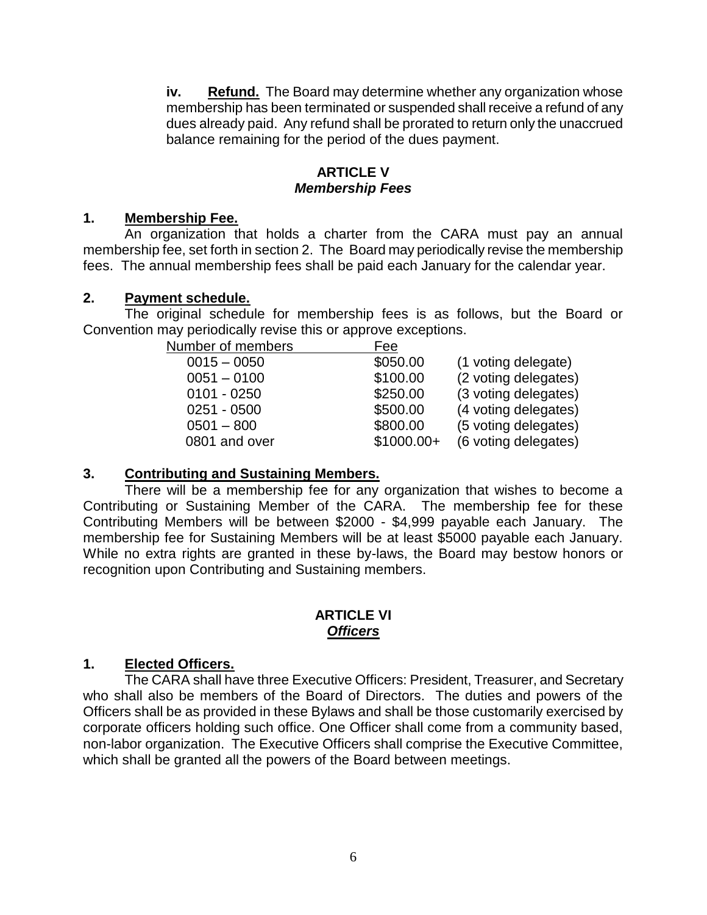**iv. Refund.** The Board may determine whether any organization whose membership has been terminated or suspended shall receive a refund of any dues already paid. Any refund shall be prorated to return only the unaccrued balance remaining for the period of the dues payment.

## ARTICLE V
### *Membership Fees*

**1. Membership Fee.**

An organization that holds a charter from the CARA must pay an annual membership fee, set forth in section 2. The Board may periodically revise the membership fees. The annual membership fees shall be paid each January for the calendar year.

**2. Payment schedule.**

The original schedule for membership fees is as follows, but the Board or Convention may periodically revise this or approve exceptions.

| Number of members | Fee | |
|---|---|---|
| 0015 – 0050 | $050.00 | (1 voting delegate) |
| 0051 – 0100 | $100.00 | (2 voting delegates) |
| 0101 - 0250 | $250.00 | (3 voting delegates) |
| 0251 - 0500 | $500.00 | (4 voting delegates) |
| 0501 – 800 | $800.00 | (5 voting delegates) |
| 0801 and over | $1000.00+ | (6 voting delegates) |

**3. Contributing and Sustaining Members.**

There will be a membership fee for any organization that wishes to become a Contributing or Sustaining Member of the CARA. The membership fee for these Contributing Members will be between $2000 - $4,999 payable each January. The membership fee for Sustaining Members will be at least $5000 payable each January. While no extra rights are granted in these by-laws, the Board may bestow honors or recognition upon Contributing and Sustaining members.

## ARTICLE VI
### *Officers*

**1. Elected Officers.**

The CARA shall have three Executive Officers: President, Treasurer, and Secretary who shall also be members of the Board of Directors. The duties and powers of the Officers shall be as provided in these Bylaws and shall be those customarily exercised by corporate officers holding such office. One Officer shall come from a community based, non-labor organization. The Executive Officers shall comprise the Executive Committee, which shall be granted all the powers of the Board between meetings.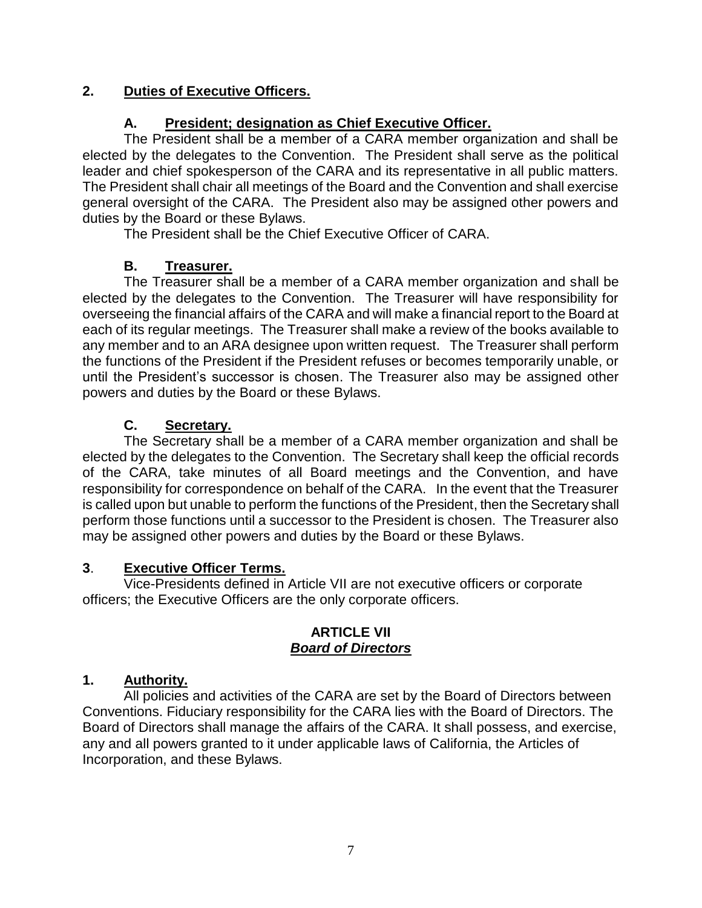## 2. Duties of Executive Officers.

### A. President; designation as Chief Executive Officer.

The President shall be a member of a CARA member organization and shall be elected by the delegates to the Convention. The President shall serve as the political leader and chief spokesperson of the CARA and its representative in all public matters. The President shall chair all meetings of the Board and the Convention and shall exercise general oversight of the CARA. The President also may be assigned other powers and duties by the Board or these Bylaws.

The President shall be the Chief Executive Officer of CARA.

### B. Treasurer.

The Treasurer shall be a member of a CARA member organization and shall be elected by the delegates to the Convention. The Treasurer will have responsibility for overseeing the financial affairs of the CARA and will make a financial report to the Board at each of its regular meetings. The Treasurer shall make a review of the books available to any member and to an ARA designee upon written request. The Treasurer shall perform the functions of the President if the President refuses or becomes temporarily unable, or until the President's successor is chosen. The Treasurer also may be assigned other powers and duties by the Board or these Bylaws.

### C. Secretary.

The Secretary shall be a member of a CARA member organization and shall be elected by the delegates to the Convention. The Secretary shall keep the official records of the CARA, take minutes of all Board meetings and the Convention, and have responsibility for correspondence on behalf of the CARA. In the event that the Treasurer is called upon but unable to perform the functions of the President, then the Secretary shall perform those functions until a successor to the President is chosen. The Treasurer also may be assigned other powers and duties by the Board or these Bylaws.

## 3. Executive Officer Terms.

Vice-Presidents defined in Article VII are not executive officers or corporate officers; the Executive Officers are the only corporate officers.

# ARTICLE VII
***Board of Directors***

## 1. Authority.

All policies and activities of the CARA are set by the Board of Directors between Conventions. Fiduciary responsibility for the CARA lies with the Board of Directors. The Board of Directors shall manage the affairs of the CARA. It shall possess, and exercise, any and all powers granted to it under applicable laws of California, the Articles of Incorporation, and these Bylaws.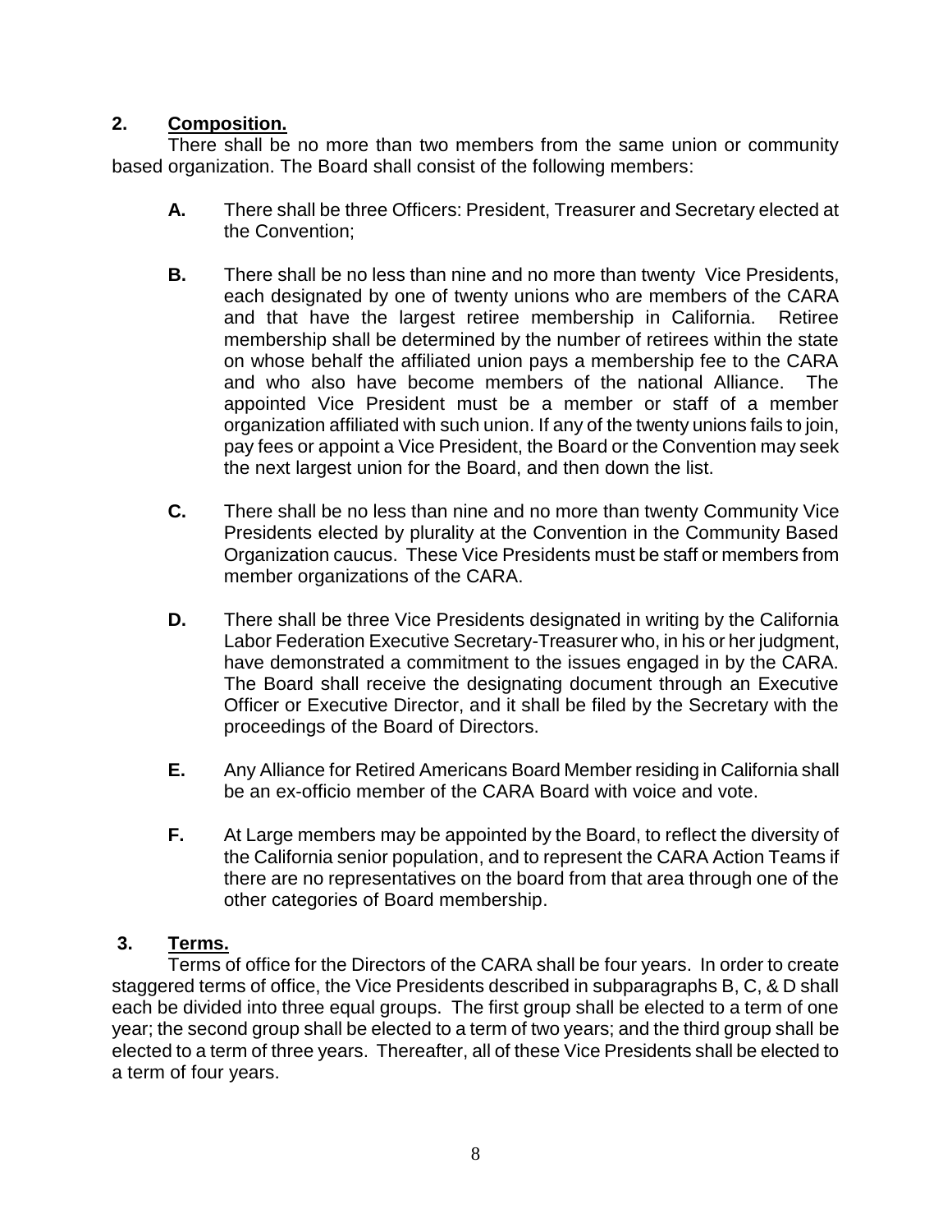**2. Composition.**

There shall be no more than two members from the same union or community based organization. The Board shall consist of the following members:

**A.** There shall be three Officers: President, Treasurer and Secretary elected at the Convention;

**B.** There shall be no less than nine and no more than twenty Vice Presidents, each designated by one of twenty unions who are members of the CARA and that have the largest retiree membership in California. Retiree membership shall be determined by the number of retirees within the state on whose behalf the affiliated union pays a membership fee to the CARA and who also have become members of the national Alliance. The appointed Vice President must be a member or staff of a member organization affiliated with such union. If any of the twenty unions fails to join, pay fees or appoint a Vice President, the Board or the Convention may seek the next largest union for the Board, and then down the list.

**C.** There shall be no less than nine and no more than twenty Community Vice Presidents elected by plurality at the Convention in the Community Based Organization caucus. These Vice Presidents must be staff or members from member organizations of the CARA.

**D.** There shall be three Vice Presidents designated in writing by the California Labor Federation Executive Secretary-Treasurer who, in his or her judgment, have demonstrated a commitment to the issues engaged in by the CARA. The Board shall receive the designating document through an Executive Officer or Executive Director, and it shall be filed by the Secretary with the proceedings of the Board of Directors.

**E.** Any Alliance for Retired Americans Board Member residing in California shall be an ex-officio member of the CARA Board with voice and vote.

**F.** At Large members may be appointed by the Board, to reflect the diversity of the California senior population, and to represent the CARA Action Teams if there are no representatives on the board from that area through one of the other categories of Board membership.

**3. Terms.**

Terms of office for the Directors of the CARA shall be four years. In order to create staggered terms of office, the Vice Presidents described in subparagraphs B, C, & D shall each be divided into three equal groups. The first group shall be elected to a term of one year; the second group shall be elected to a term of two years; and the third group shall be elected to a term of three years. Thereafter, all of these Vice Presidents shall be elected to a term of four years.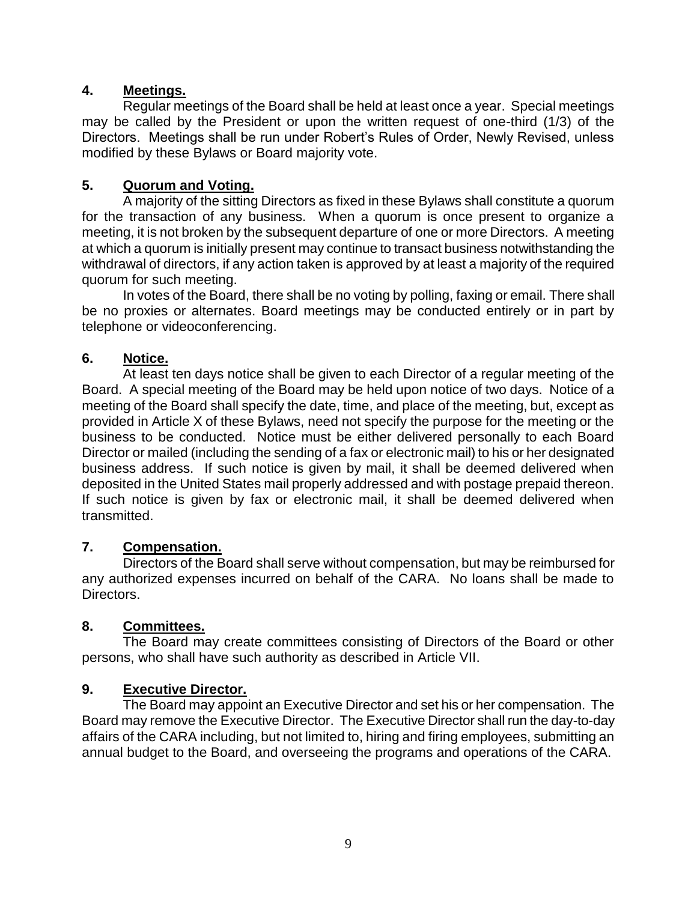**4. Meetings.**

Regular meetings of the Board shall be held at least once a year. Special meetings may be called by the President or upon the written request of one-third (1/3) of the Directors. Meetings shall be run under Robert's Rules of Order, Newly Revised, unless modified by these Bylaws or Board majority vote.

**5. Quorum and Voting.**

A majority of the sitting Directors as fixed in these Bylaws shall constitute a quorum for the transaction of any business. When a quorum is once present to organize a meeting, it is not broken by the subsequent departure of one or more Directors. A meeting at which a quorum is initially present may continue to transact business notwithstanding the withdrawal of directors, if any action taken is approved by at least a majority of the required quorum for such meeting.

In votes of the Board, there shall be no voting by polling, faxing or email. There shall be no proxies or alternates. Board meetings may be conducted entirely or in part by telephone or videoconferencing.

**6. Notice.**

At least ten days notice shall be given to each Director of a regular meeting of the Board. A special meeting of the Board may be held upon notice of two days. Notice of a meeting of the Board shall specify the date, time, and place of the meeting, but, except as provided in Article X of these Bylaws, need not specify the purpose for the meeting or the business to be conducted. Notice must be either delivered personally to each Board Director or mailed (including the sending of a fax or electronic mail) to his or her designated business address. If such notice is given by mail, it shall be deemed delivered when deposited in the United States mail properly addressed and with postage prepaid thereon. If such notice is given by fax or electronic mail, it shall be deemed delivered when transmitted.

**7. Compensation.**

Directors of the Board shall serve without compensation, but may be reimbursed for any authorized expenses incurred on behalf of the CARA. No loans shall be made to Directors.

**8. Committees.**

The Board may create committees consisting of Directors of the Board or other persons, who shall have such authority as described in Article VII.

**9. Executive Director.**

The Board may appoint an Executive Director and set his or her compensation. The Board may remove the Executive Director. The Executive Director shall run the day-to-day affairs of the CARA including, but not limited to, hiring and firing employees, submitting an annual budget to the Board, and overseeing the programs and operations of the CARA.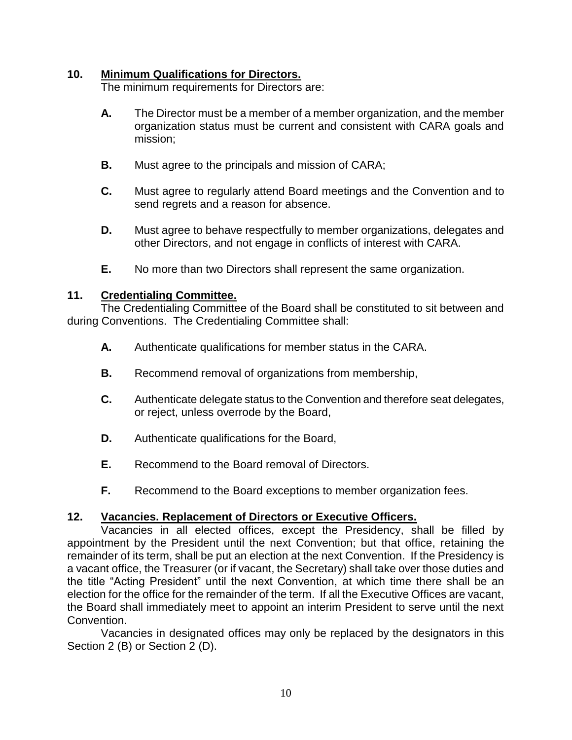**10. Minimum Qualifications for Directors.**

The minimum requirements for Directors are:

- **A.** The Director must be a member of a member organization, and the member organization status must be current and consistent with CARA goals and mission;
- **B.** Must agree to the principals and mission of CARA;
- **C.** Must agree to regularly attend Board meetings and the Convention and to send regrets and a reason for absence.
- **D.** Must agree to behave respectfully to member organizations, delegates and other Directors, and not engage in conflicts of interest with CARA.
- **E.** No more than two Directors shall represent the same organization.

**11. Credentialing Committee.**

The Credentialing Committee of the Board shall be constituted to sit between and during Conventions. The Credentialing Committee shall:

- **A.** Authenticate qualifications for member status in the CARA.
- **B.** Recommend removal of organizations from membership,
- **C.** Authenticate delegate status to the Convention and therefore seat delegates, or reject, unless overrode by the Board,
- **D.** Authenticate qualifications for the Board,
- **E.** Recommend to the Board removal of Directors.
- **F.** Recommend to the Board exceptions to member organization fees.

**12. Vacancies. Replacement of Directors or Executive Officers.**

Vacancies in all elected offices, except the Presidency, shall be filled by appointment by the President until the next Convention; but that office, retaining the remainder of its term, shall be put an election at the next Convention. If the Presidency is a vacant office, the Treasurer (or if vacant, the Secretary) shall take over those duties and the title "Acting President" until the next Convention, at which time there shall be an election for the office for the remainder of the term. If all the Executive Offices are vacant, the Board shall immediately meet to appoint an interim President to serve until the next Convention.

Vacancies in designated offices may only be replaced by the designators in this Section 2 (B) or Section 2 (D).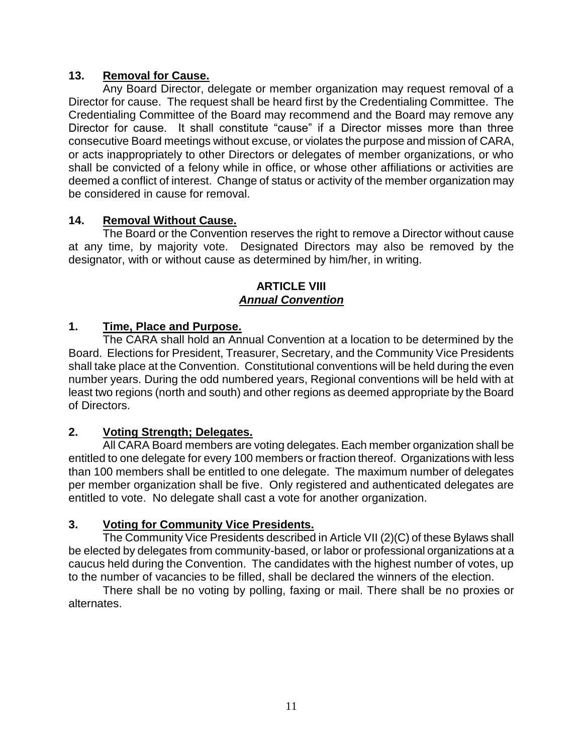### 13. Removal for Cause.

Any Board Director, delegate or member organization may request removal of a Director for cause. The request shall be heard first by the Credentialing Committee. The Credentialing Committee of the Board may recommend and the Board may remove any Director for cause. It shall constitute "cause" if a Director misses more than three consecutive Board meetings without excuse, or violates the purpose and mission of CARA, or acts inappropriately to other Directors or delegates of member organizations, or who shall be convicted of a felony while in office, or whose other affiliations or activities are deemed a conflict of interest. Change of status or activity of the member organization may be considered in cause for removal.

### 14. Removal Without Cause.

The Board or the Convention reserves the right to remove a Director without cause at any time, by majority vote. Designated Directors may also be removed by the designator, with or without cause as determined by him/her, in writing.

## ARTICLE VIII
## *Annual Convention*

### 1. Time, Place and Purpose.

The CARA shall hold an Annual Convention at a location to be determined by the Board. Elections for President, Treasurer, Secretary, and the Community Vice Presidents shall take place at the Convention. Constitutional conventions will be held during the even number years. During the odd numbered years, Regional conventions will be held with at least two regions (north and south) and other regions as deemed appropriate by the Board of Directors.

### 2. Voting Strength; Delegates.

All CARA Board members are voting delegates. Each member organization shall be entitled to one delegate for every 100 members or fraction thereof. Organizations with less than 100 members shall be entitled to one delegate. The maximum number of delegates per member organization shall be five. Only registered and authenticated delegates are entitled to vote. No delegate shall cast a vote for another organization.

### 3. Voting for Community Vice Presidents.

The Community Vice Presidents described in Article VII (2)(C) of these Bylaws shall be elected by delegates from community-based, or labor or professional organizations at a caucus held during the Convention. The candidates with the highest number of votes, up to the number of vacancies to be filled, shall be declared the winners of the election.

There shall be no voting by polling, faxing or mail. There shall be no proxies or alternates.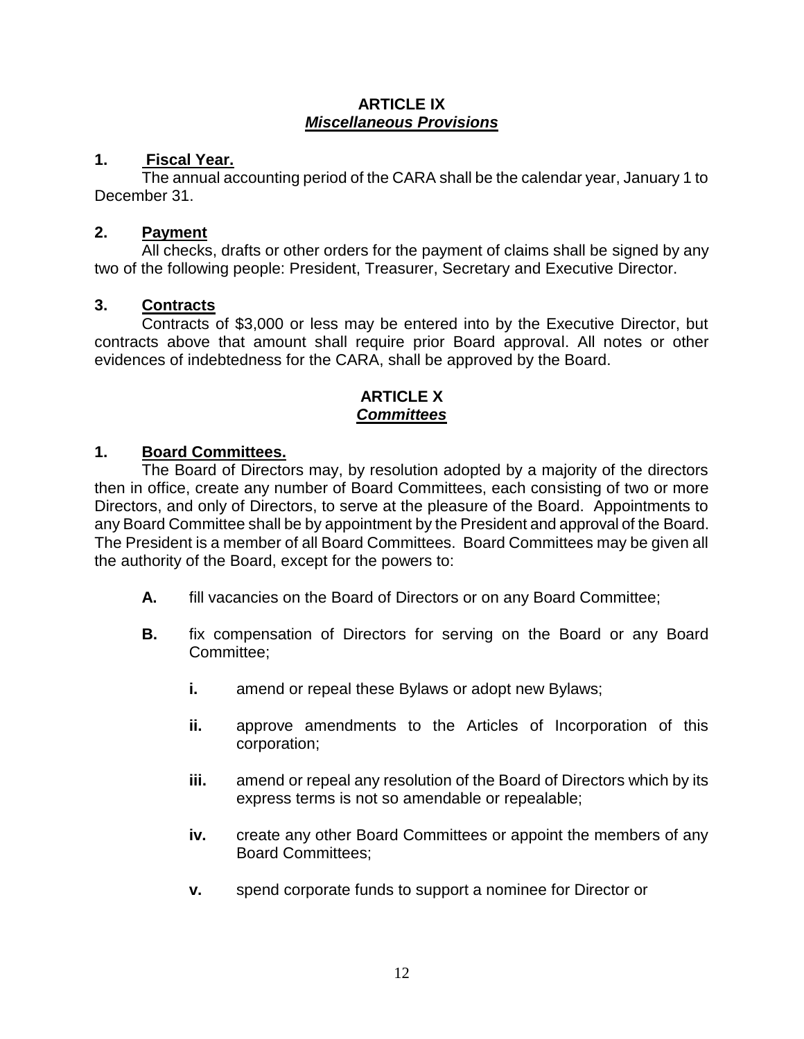## ARTICLE IX
### ***Miscellaneous Provisions***

**1. Fiscal Year.**

The annual accounting period of the CARA shall be the calendar year, January 1 to December 31.

**2. Payment**

All checks, drafts or other orders for the payment of claims shall be signed by any two of the following people: President, Treasurer, Secretary and Executive Director.

**3. Contracts**

Contracts of $3,000 or less may be entered into by the Executive Director, but contracts above that amount shall require prior Board approval. All notes or other evidences of indebtedness for the CARA, shall be approved by the Board.

## ARTICLE X
### ***Committees***

**1. Board Committees.**

The Board of Directors may, by resolution adopted by a majority of the directors then in office, create any number of Board Committees, each consisting of two or more Directors, and only of Directors, to serve at the pleasure of the Board. Appointments to any Board Committee shall be by appointment by the President and approval of the Board. The President is a member of all Board Committees. Board Committees may be given all the authority of the Board, except for the powers to:

**A.** fill vacancies on the Board of Directors or on any Board Committee;

**B.** fix compensation of Directors for serving on the Board or any Board Committee;

- **i.** amend or repeal these Bylaws or adopt new Bylaws;
- **ii.** approve amendments to the Articles of Incorporation of this corporation;
- **iii.** amend or repeal any resolution of the Board of Directors which by its express terms is not so amendable or repealable;
- **iv.** create any other Board Committees or appoint the members of any Board Committees;
- **v.** spend corporate funds to support a nominee for Director or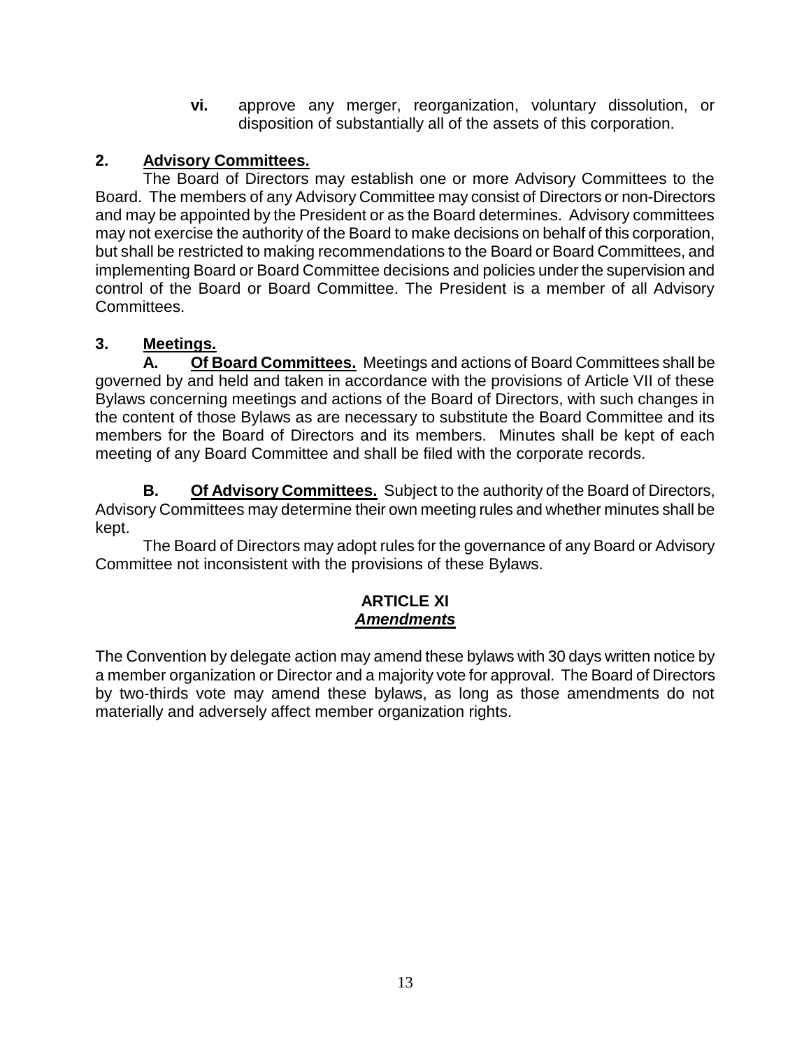**vi.** approve any merger, reorganization, voluntary dissolution, or disposition of substantially all of the assets of this corporation.

**2. Advisory Committees.**

The Board of Directors may establish one or more Advisory Committees to the Board. The members of any Advisory Committee may consist of Directors or non-Directors and may be appointed by the President or as the Board determines. Advisory committees may not exercise the authority of the Board to make decisions on behalf of this corporation, but shall be restricted to making recommendations to the Board or Board Committees, and implementing Board or Board Committee decisions and policies under the supervision and control of the Board or Board Committee. The President is a member of all Advisory Committees.

**3. Meetings.**

**A. Of Board Committees.** Meetings and actions of Board Committees shall be governed by and held and taken in accordance with the provisions of Article VII of these Bylaws concerning meetings and actions of the Board of Directors, with such changes in the content of those Bylaws as are necessary to substitute the Board Committee and its members for the Board of Directors and its members. Minutes shall be kept of each meeting of any Board Committee and shall be filed with the corporate records.

**B. Of Advisory Committees.** Subject to the authority of the Board of Directors, Advisory Committees may determine their own meeting rules and whether minutes shall be kept.

The Board of Directors may adopt rules for the governance of any Board or Advisory Committee not inconsistent with the provisions of these Bylaws.

## ARTICLE XI
## ***Amendments***

The Convention by delegate action may amend these bylaws with 30 days written notice by a member organization or Director and a majority vote for approval. The Board of Directors by two-thirds vote may amend these bylaws, as long as those amendments do not materially and adversely affect member organization rights.